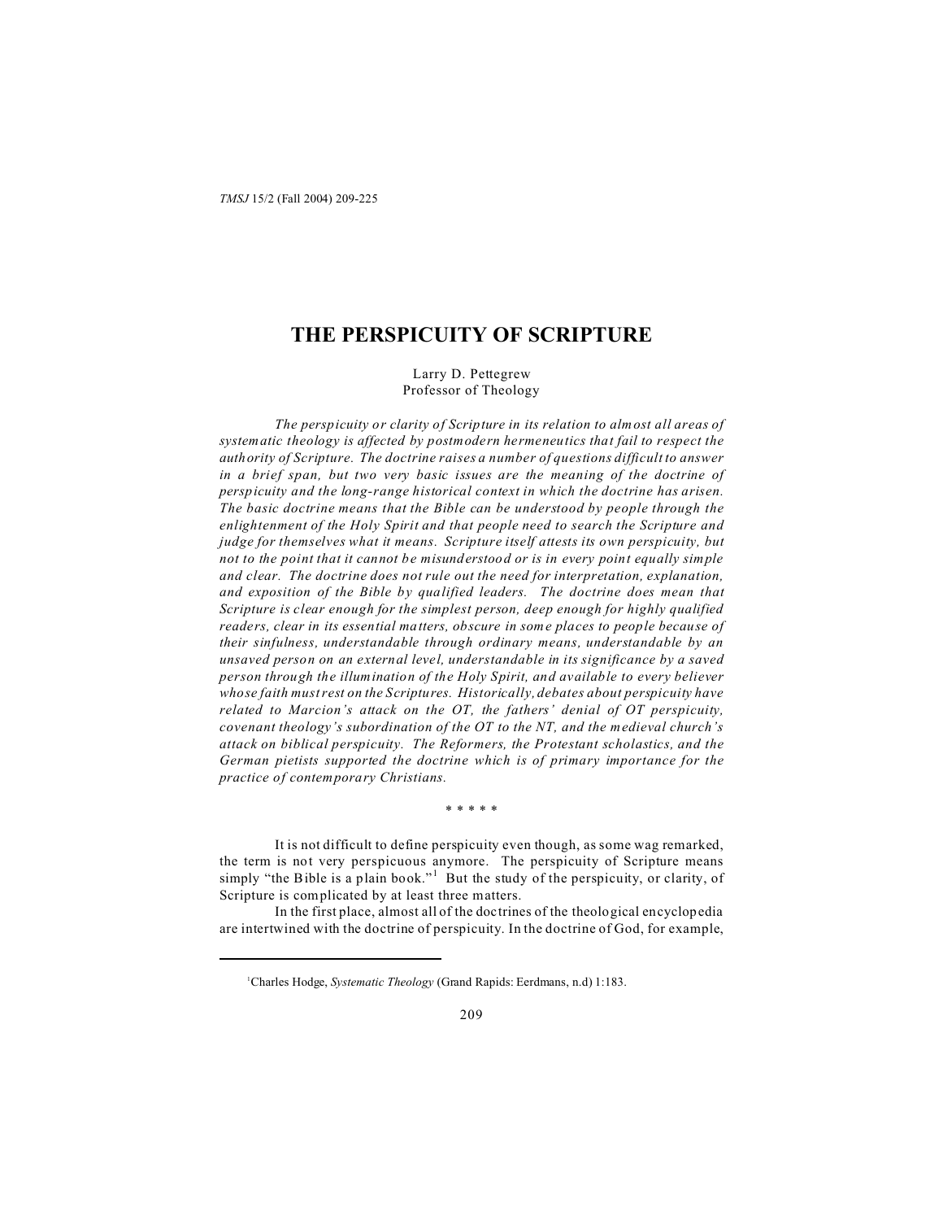# THE PERSPICUITY OF SCRIPTURE

Larry D. Pettegrew
Professor of Theology

*The perspicuity or clarity of Scripture in its relation to almost all areas of systematic theology is affected by postmodern hermeneutics that fail to respect the authority of Scripture. The doctrine raises a number of questions difficult to answer in a brief span, but two very basic issues are the meaning of the doctrine of perspicuity and the long-range historical context in which the doctrine has arisen. The basic doctrine means that the Bible can be understood by people through the enlightenment of the Holy Spirit and that people need to search the Scripture and judge for themselves what it means. Scripture itself attests its own perspicuity, but not to the point that it cannot be misunderstood or is in every point equally simple and clear. The doctrine does not rule out the need for interpretation, explanation, and exposition of the Bible by qualified leaders. The doctrine does mean that Scripture is clear enough for the simplest person, deep enough for highly qualified readers, clear in its essential matters, obscure in some places to people because of their sinfulness, understandable through ordinary means, understandable by an unsaved person on an external level, understandable in its significance by a saved person through the illumination of the Holy Spirit, and available to every believer whose faith must rest on the Scriptures. Historically, debates about perspicuity have related to Marcion's attack on the OT, the fathers' denial of OT perspicuity, covenant theology's subordination of the OT to the NT, and the medieval church's attack on biblical perspicuity. The Reformers, the Protestant scholastics, and the German pietists supported the doctrine which is of primary importance for the practice of contemporary Christians.*

\* \* \* \* \*

It is not difficult to define perspicuity even though, as some wag remarked, the term is not very perspicuous anymore. The perspicuity of Scripture means simply "the Bible is a plain book."[1] But the study of the perspicuity, or clarity, of Scripture is complicated by at least three matters.

In the first place, almost all of the doctrines of the theological encyclopedia are intertwined with the doctrine of perspicuity. In the doctrine of God, for example,

[1] Charles Hodge, *Systematic Theology* (Grand Rapids: Eerdmans, n.d) 1:183.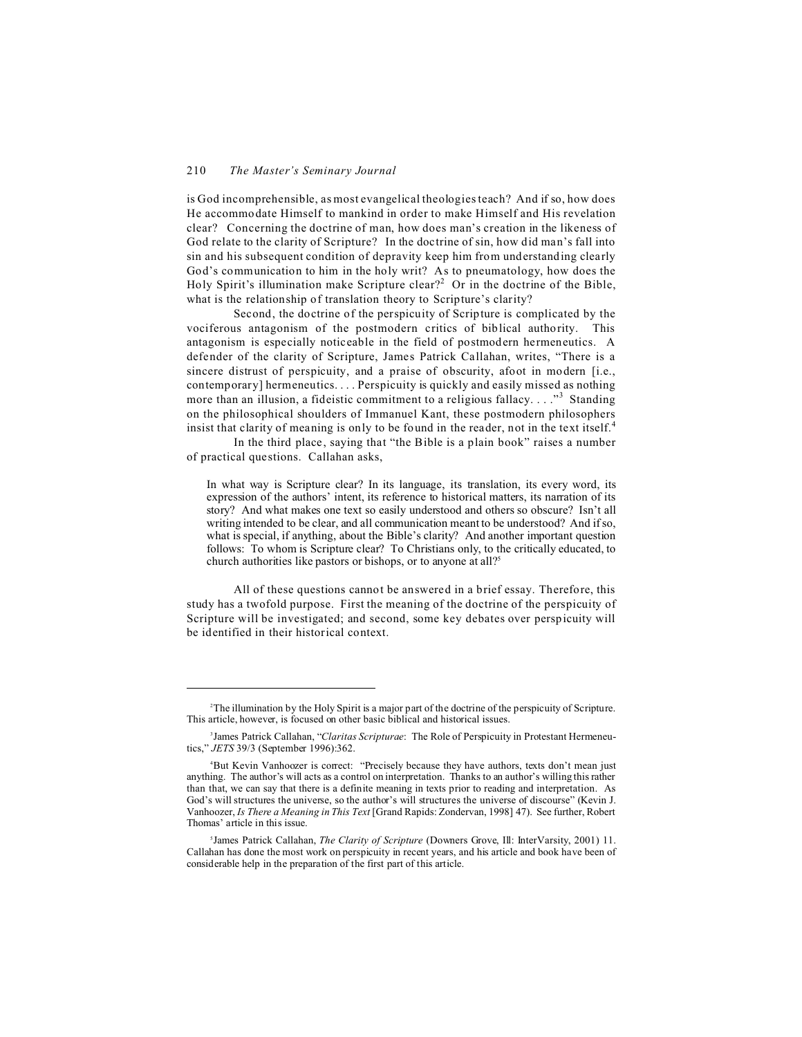is God incomprehensible, as most evangelical theologies teach? And if so, how does He accommodate Himself to mankind in order to make Himself and His revelation clear? Concerning the doctrine of man, how does man's creation in the likeness of God relate to the clarity of Scripture? In the doctrine of sin, how did man's fall into sin and his subsequent condition of depravity keep him from understanding clearly God's communication to him in the holy writ? As to pneumatology, how does the Holy Spirit's illumination make Scripture clear?[2] Or in the doctrine of the Bible, what is the relationship of translation theory to Scripture's clarity?

Second, the doctrine of the perspicuity of Scripture is complicated by the vociferous antagonism of the postmodern critics of biblical authority. This antagonism is especially noticeable in the field of postmodern hermeneutics. A defender of the clarity of Scripture, James Patrick Callahan, writes, "There is a sincere distrust of perspicuity, and a praise of obscurity, afoot in modern [i.e., contemporary] hermeneutics. . . . Perspicuity is quickly and easily missed as nothing more than an illusion, a fideistic commitment to a religious fallacy. . . ."[3] Standing on the philosophical shoulders of Immanuel Kant, these postmodern philosophers insist that clarity of meaning is only to be found in the reader, not in the text itself.[4]

In the third place, saying that "the Bible is a plain book" raises a number of practical questions. Callahan asks,

> In what way is Scripture clear? In its language, its translation, its every word, its expression of the authors' intent, its reference to historical matters, its narration of its story? And what makes one text so easily understood and others so obscure? Isn't all writing intended to be clear, and all communication meant to be understood? And if so, what is special, if anything, about the Bible's clarity? And another important question follows: To whom is Scripture clear? To Christians only, to the critically educated, to church authorities like pastors or bishops, or to anyone at all?[5]

All of these questions cannot be answered in a brief essay. Therefore, this study has a twofold purpose. First the meaning of the doctrine of the perspicuity of Scripture will be investigated; and second, some key debates over perspicuity will be identified in their historical context.

---

[2] The illumination by the Holy Spirit is a major part of the doctrine of the perspicuity of Scripture. This article, however, is focused on other basic biblical and historical issues.

[3] James Patrick Callahan, "*Claritas Scripturae*: The Role of Perspicuity in Protestant Hermeneutics," *JETS* 39/3 (September 1996):362.

[4] But Kevin Vanhoozer is correct: "Precisely because they have authors, texts don't mean just anything. The author's will acts as a control on interpretation. Thanks to an author's willing this rather than that, we can say that there is a definite meaning in texts prior to reading and interpretation. As God's will structures the universe, so the author's will structures the universe of discourse" (Kevin J. Vanhoozer, *Is There a Meaning in This Text* [Grand Rapids: Zondervan, 1998] 47). See further, Robert Thomas' article in this issue.

[5] James Patrick Callahan, *The Clarity of Scripture* (Downers Grove, Ill: InterVarsity, 2001) 11. Callahan has done the most work on perspicuity in recent years, and his article and book have been of considerable help in the preparation of the first part of this article.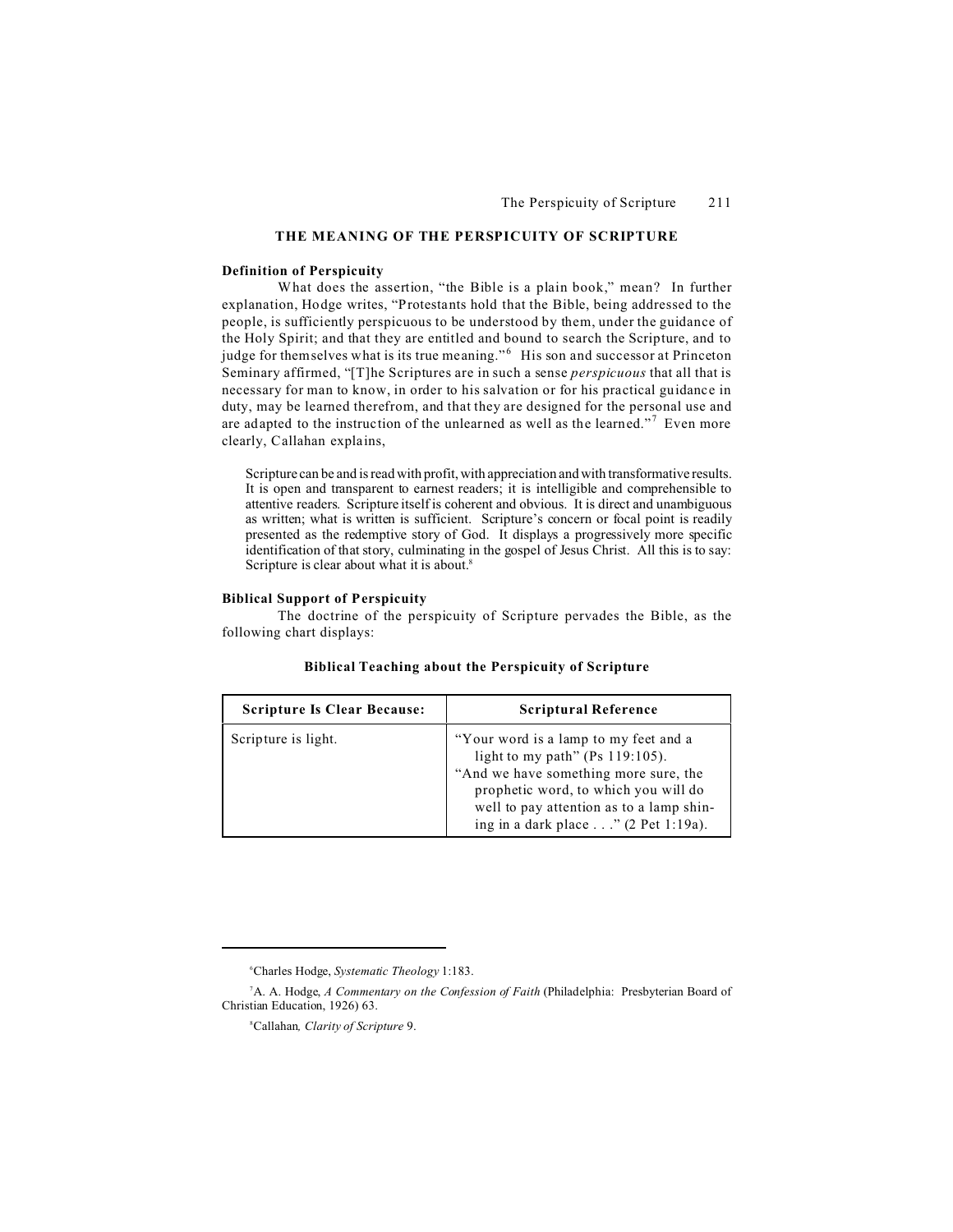## THE MEANING OF THE PERSPICUITY OF SCRIPTURE

### Definition of Perspicuity

What does the assertion, "the Bible is a plain book," mean? In further explanation, Hodge writes, "Protestants hold that the Bible, being addressed to the people, is sufficiently perspicuous to be understood by them, under the guidance of the Holy Spirit; and that they are entitled and bound to search the Scripture, and to judge for themselves what is its true meaning."[6] His son and successor at Princeton Seminary affirmed, "[T]he Scriptures are in such a sense *perspicuous* that all that is necessary for man to know, in order to his salvation or for his practical guidance in duty, may be learned therefrom, and that they are designed for the personal use and are adapted to the instruction of the unlearned as well as the learned."[7] Even more clearly, Callahan explains,

> Scripture can be and is read with profit, with appreciation and with transformative results. It is open and transparent to earnest readers; it is intelligible and comprehensible to attentive readers. Scripture itself is coherent and obvious. It is direct and unambiguous as written; what is written is sufficient. Scripture's concern or focal point is readily presented as the redemptive story of God. It displays a progressively more specific identification of that story, culminating in the gospel of Jesus Christ. All this is to say: Scripture is clear about what it is about.[8]

### Biblical Support of Perspicuity

The doctrine of the perspicuity of Scripture pervades the Bible, as the following chart displays:

**Biblical Teaching about the Perspicuity of Scripture**

| Scripture Is Clear Because: | Scriptural Reference |
|---|---|
| Scripture is light. | "Your word is a lamp to my feet and a light to my path" (Ps 119:105). "And we have something more sure, the prophetic word, to which you will do well to pay attention as to a lamp shining in a dark place . . ." (2 Pet 1:19a). |

---

[6]Charles Hodge, *Systematic Theology* 1:183.

[7]A. A. Hodge, *A Commentary on the Confession of Faith* (Philadelphia: Presbyterian Board of Christian Education, 1926) 63.

[8]Callahan, *Clarity of Scripture* 9.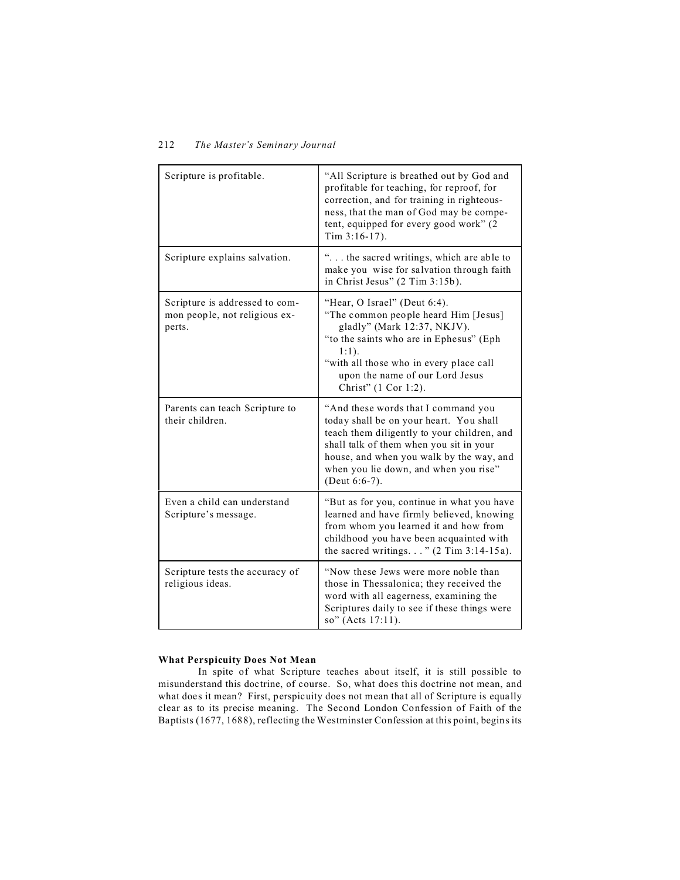| | |
|---|---|
| Scripture is profitable. | "All Scripture is breathed out by God and profitable for teaching, for reproof, for correction, and for training in righteousness, that the man of God may be competent, equipped for every good work" (2 Tim 3:16-17). |
| Scripture explains salvation. | ". . . the sacred writings, which are able to make you wise for salvation through faith in Christ Jesus" (2 Tim 3:15b). |
| Scripture is addressed to common people, not religious experts. | "Hear, O Israel" (Deut 6:4).<br>"The common people heard Him [Jesus] gladly" (Mark 12:37, NKJV).<br>"to the saints who are in Ephesus" (Eph 1:1).<br>"with all those who in every place call upon the name of our Lord Jesus Christ" (1 Cor 1:2). |
| Parents can teach Scripture to their children. | "And these words that I command you today shall be on your heart. You shall teach them diligently to your children, and shall talk of them when you sit in your house, and when you walk by the way, and when you lie down, and when you rise" (Deut 6:6-7). |
| Even a child can understand Scripture's message. | "But as for you, continue in what you have learned and have firmly believed, knowing from whom you learned it and how from childhood you have been acquainted with the sacred writings. . . " (2 Tim 3:14-15a). |
| Scripture tests the accuracy of religious ideas. | "Now these Jews were more noble than those in Thessalonica; they received the word with all eagerness, examining the Scriptures daily to see if these things were so" (Acts 17:11). |

**What Perspicuity Does Not Mean**

In spite of what Scripture teaches about itself, it is still possible to misunderstand this doctrine, of course. So, what does this doctrine not mean, and what does it mean? First, perspicuity does not mean that all of Scripture is equally clear as to its precise meaning. The Second London Confession of Faith of the Baptists (1677, 1688), reflecting the Westminster Confession at this point, begins its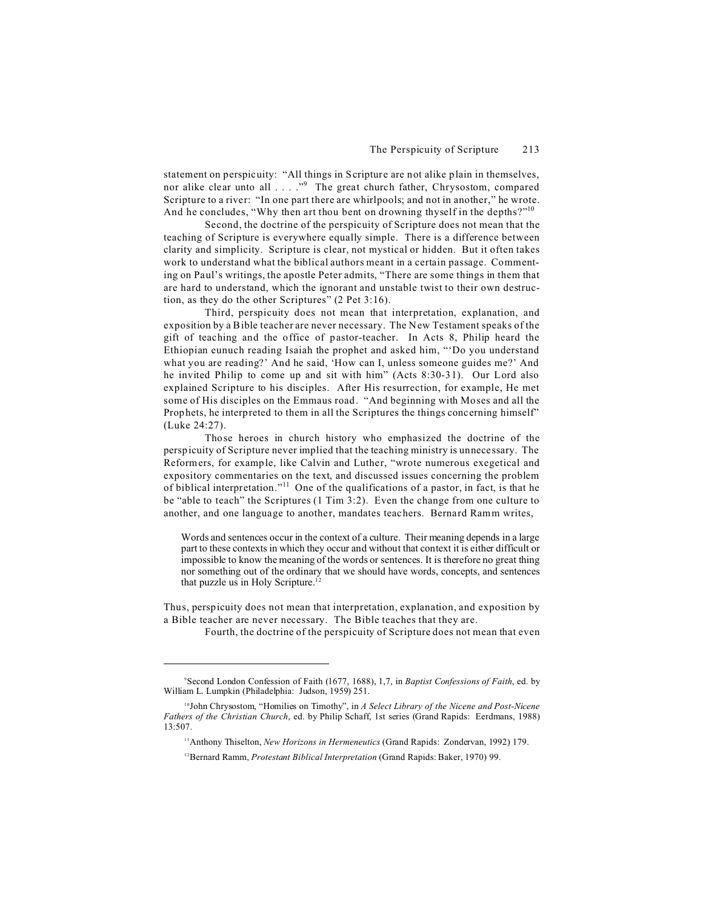statement on perspicuity: "All things in Scripture are not alike plain in themselves, nor alike clear unto all . . . ."[9] The great church father, Chrysostom, compared Scripture to a river: "In one part there are whirlpools; and not in another," he wrote. And he concludes, "Why then art thou bent on drowning thyself in the depths?"[10]

Second, the doctrine of the perspicuity of Scripture does not mean that the teaching of Scripture is everywhere equally simple. There is a difference between clarity and simplicity. Scripture is clear, not mystical or hidden. But it often takes work to understand what the biblical authors meant in a certain passage. Commenting on Paul's writings, the apostle Peter admits, "There are some things in them that are hard to understand, which the ignorant and unstable twist to their own destruction, as they do the other Scriptures" (2 Pet 3:16).

Third, perspicuity does not mean that interpretation, explanation, and exposition by a Bible teacher are never necessary. The New Testament speaks of the gift of teaching and the office of pastor-teacher. In Acts 8, Philip heard the Ethiopian eunuch reading Isaiah the prophet and asked him, "'Do you understand what you are reading?' And he said, 'How can I, unless someone guides me?' And he invited Philip to come up and sit with him" (Acts 8:30-31). Our Lord also explained Scripture to his disciples. After His resurrection, for example, He met some of His disciples on the Emmaus road. "And beginning with Moses and all the Prophets, he interpreted to them in all the Scriptures the things concerning himself" (Luke 24:27).

Those heroes in church history who emphasized the doctrine of the perspicuity of Scripture never implied that the teaching ministry is unnecessary. The Reformers, for example, like Calvin and Luther, "wrote numerous exegetical and expository commentaries on the text, and discussed issues concerning the problem of biblical interpretation."[11] One of the qualifications of a pastor, in fact, is that he be "able to teach" the Scriptures (1 Tim 3:2). Even the change from one culture to another, and one language to another, mandates teachers. Bernard Ramm writes,

> Words and sentences occur in the context of a culture. Their meaning depends in a large part to these contexts in which they occur and without that context it is either difficult or impossible to know the meaning of the words or sentences. It is therefore no great thing nor something out of the ordinary that we should have words, concepts, and sentences that puzzle us in Holy Scripture.[12]

Thus, perspicuity does not mean that interpretation, explanation, and exposition by a Bible teacher are never necessary. The Bible teaches that they are.

Fourth, the doctrine of the perspicuity of Scripture does not mean that even

---

[9] Second London Confession of Faith (1677, 1688), 1,7, in *Baptist Confessions of Faith*, ed. by William L. Lumpkin (Philadelphia: Judson, 1959) 251.

[10] John Chrysostom, "Homilies on Timothy", in *A Select Library of the Nicene and Post-Nicene Fathers of the Christian Church*, ed. by Philip Schaff, 1st series (Grand Rapids: Eerdmans, 1988) 13:507.

[11] Anthony Thiselton, *New Horizons in Hermeneutics* (Grand Rapids: Zondervan, 1992) 179.

[12] Bernard Ramm, *Protestant Biblical Interpretation* (Grand Rapids: Baker, 1970) 99.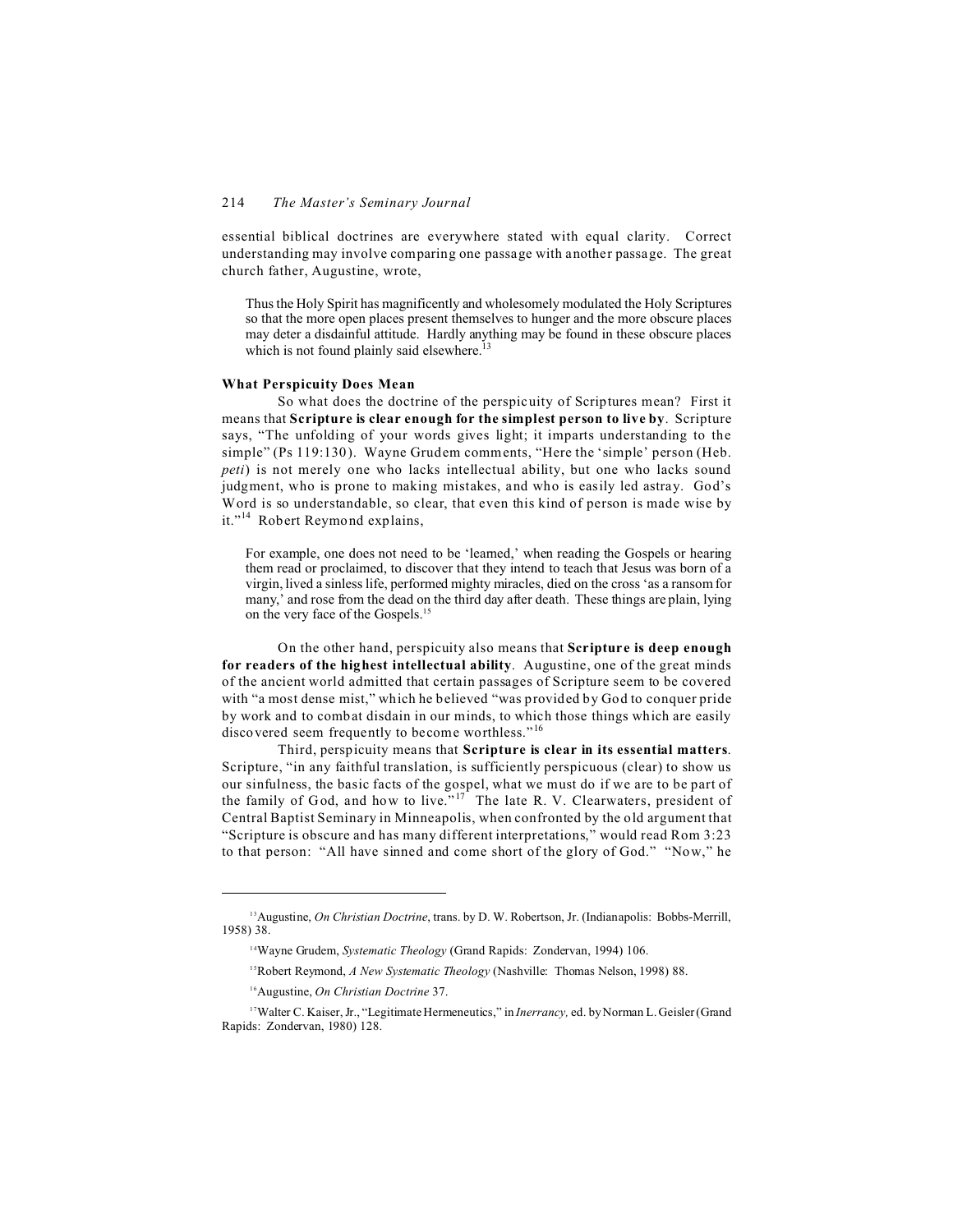essential biblical doctrines are everywhere stated with equal clarity. Correct understanding may involve comparing one passage with another passage. The great church father, Augustine, wrote,

> Thus the Holy Spirit has magnificently and wholesomely modulated the Holy Scriptures so that the more open places present themselves to hunger and the more obscure places may deter a disdainful attitude. Hardly anything may be found in these obscure places which is not found plainly said elsewhere.[13]

#### What Perspicuity Does Mean

So what does the doctrine of the perspicuity of Scriptures mean? First it means that **Scripture is clear enough for the simplest person to live by**. Scripture says, "The unfolding of your words gives light; it imparts understanding to the simple" (Ps 119:130). Wayne Grudem comments, "Here the 'simple' person (Heb. *peti*) is not merely one who lacks intellectual ability, but one who lacks sound judgment, who is prone to making mistakes, and who is easily led astray. God's Word is so understandable, so clear, that even this kind of person is made wise by it."[14] Robert Reymond explains,

> For example, one does not need to be 'learned,' when reading the Gospels or hearing them read or proclaimed, to discover that they intend to teach that Jesus was born of a virgin, lived a sinless life, performed mighty miracles, died on the cross 'as a ransom for many,' and rose from the dead on the third day after death. These things are plain, lying on the very face of the Gospels.[15]

On the other hand, perspicuity also means that **Scripture is deep enough for readers of the highest intellectual ability**. Augustine, one of the great minds of the ancient world admitted that certain passages of Scripture seem to be covered with "a most dense mist," which he believed "was provided by God to conquer pride by work and to combat disdain in our minds, to which those things which are easily discovered seem frequently to become worthless."[16]

Third, perspicuity means that **Scripture is clear in its essential matters**. Scripture, "in any faithful translation, is sufficiently perspicuous (clear) to show us our sinfulness, the basic facts of the gospel, what we must do if we are to be part of the family of God, and how to live."[17] The late R. V. Clearwaters, president of Central Baptist Seminary in Minneapolis, when confronted by the old argument that "Scripture is obscure and has many different interpretations," would read Rom 3:23 to that person: "All have sinned and come short of the glory of God." "Now," he

---

[13] Augustine, *On Christian Doctrine*, trans. by D. W. Robertson, Jr. (Indianapolis: Bobbs-Merrill, 1958) 38.

[14] Wayne Grudem, *Systematic Theology* (Grand Rapids: Zondervan, 1994) 106.

[15] Robert Reymond, *A New Systematic Theology* (Nashville: Thomas Nelson, 1998) 88.

[16] Augustine, *On Christian Doctrine* 37.

[17] Walter C. Kaiser, Jr., "Legitimate Hermeneutics," in *Inerrancy,* ed. by Norman L. Geisler (Grand Rapids: Zondervan, 1980) 128.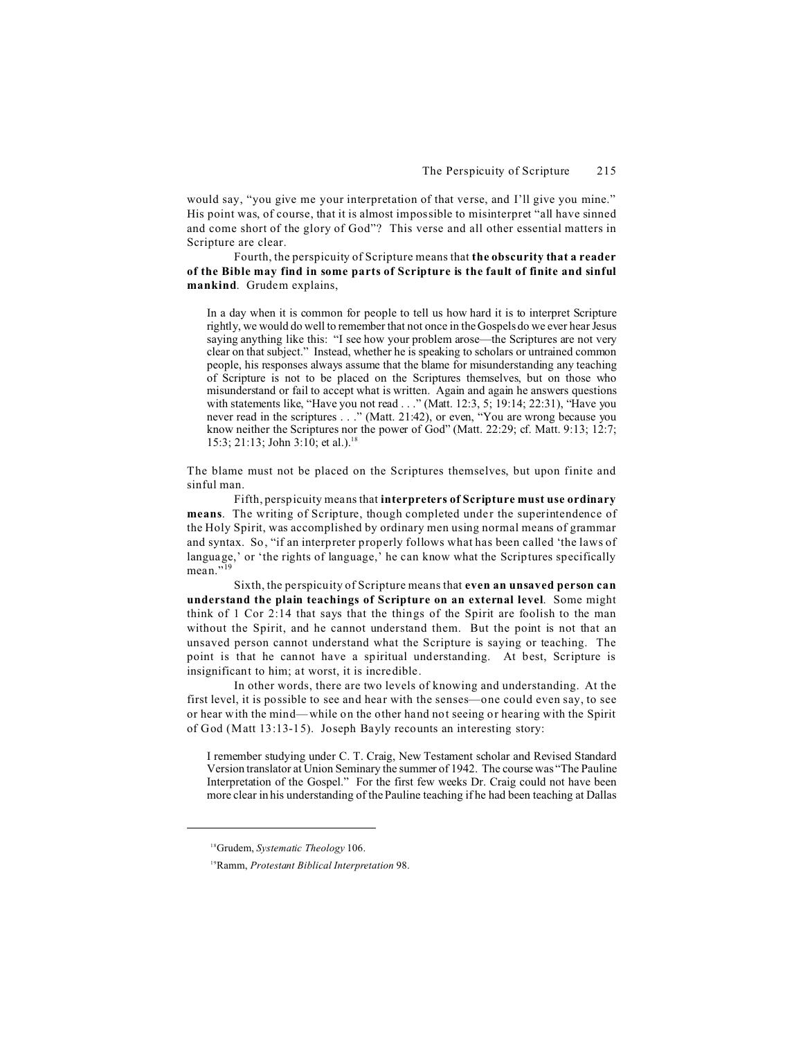would say, "you give me your interpretation of that verse, and I'll give you mine." His point was, of course, that it is almost impossible to misinterpret "all have sinned and come short of the glory of God"? This verse and all other essential matters in Scripture are clear.

Fourth, the perspicuity of Scripture means that **the obscurity that a reader of the Bible may find in some parts of Scripture is the fault of finite and sinful mankind**. Grudem explains,

> In a day when it is common for people to tell us how hard it is to interpret Scripture rightly, we would do well to remember that not once in the Gospels do we ever hear Jesus saying anything like this: "I see how your problem arose—the Scriptures are not very clear on that subject." Instead, whether he is speaking to scholars or untrained common people, his responses always assume that the blame for misunderstanding any teaching of Scripture is not to be placed on the Scriptures themselves, but on those who misunderstand or fail to accept what is written. Again and again he answers questions with statements like, "Have you not read . . ." (Matt. 12:3, 5; 19:14; 22:31), "Have you never read in the scriptures . . ." (Matt. 21:42), or even, "You are wrong because you know neither the Scriptures nor the power of God" (Matt. 22:29; cf. Matt. 9:13; 12:7; 15:3; 21:13; John 3:10; et al.).[18]

The blame must not be placed on the Scriptures themselves, but upon finite and sinful man.

Fifth, perspicuity means that **interpreters of Scripture must use ordinary means**. The writing of Scripture, though completed under the superintendence of the Holy Spirit, was accomplished by ordinary men using normal means of grammar and syntax. So, "if an interpreter properly follows what has been called 'the laws of language,' or 'the rights of language,' he can know what the Scriptures specifically mean."[19]

Sixth, the perspicuity of Scripture means that **even an unsaved person can understand the plain teachings of Scripture on an external level**. Some might think of 1 Cor 2:14 that says that the things of the Spirit are foolish to the man without the Spirit, and he cannot understand them. But the point is not that an unsaved person cannot understand what the Scripture is saying or teaching. The point is that he cannot have a spiritual understanding. At best, Scripture is insignificant to him; at worst, it is incredible.

In other words, there are two levels of knowing and understanding. At the first level, it is possible to see and hear with the senses—one could even say, to see or hear with the mind—while on the other hand not seeing or hearing with the Spirit of God (Matt 13:13-15). Joseph Bayly recounts an interesting story:

> I remember studying under C. T. Craig, New Testament scholar and Revised Standard Version translator at Union Seminary the summer of 1942. The course was "The Pauline Interpretation of the Gospel." For the first few weeks Dr. Craig could not have been more clear in his understanding of the Pauline teaching if he had been teaching at Dallas

---

[18] Grudem, *Systematic Theology* 106.

[19] Ramm, *Protestant Biblical Interpretation* 98.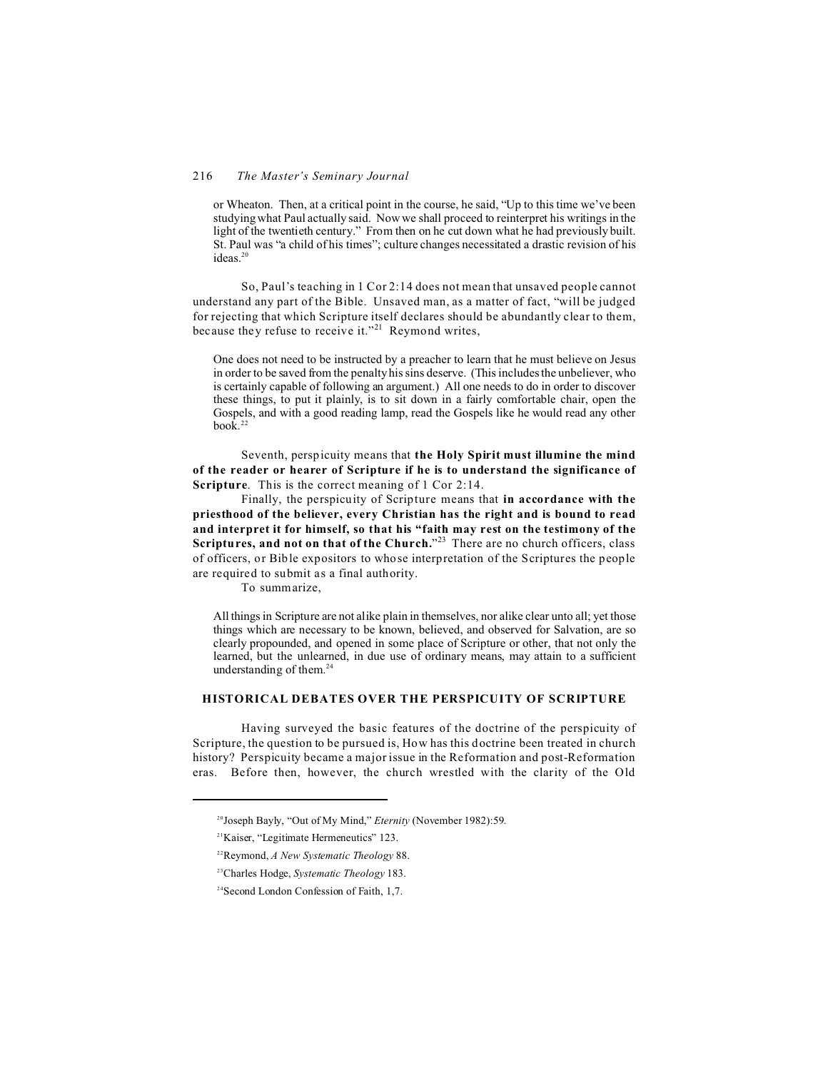> or Wheaton. Then, at a critical point in the course, he said, "Up to this time we've been studying what Paul actually said. Now we shall proceed to reinterpret his writings in the light of the twentieth century." From then on he cut down what he had previously built. St. Paul was "a child of his times"; culture changes necessitated a drastic revision of his ideas.[20]

So, Paul's teaching in 1 Cor 2:14 does not mean that unsaved people cannot understand any part of the Bible. Unsaved man, as a matter of fact, "will be judged for rejecting that which Scripture itself declares should be abundantly clear to them, because they refuse to receive it."[21] Reymond writes,

> One does not need to be instructed by a preacher to learn that he must believe on Jesus in order to be saved from the penalty his sins deserve. (This includes the unbeliever, who is certainly capable of following an argument.) All one needs to do in order to discover these things, to put it plainly, is to sit down in a fairly comfortable chair, open the Gospels, and with a good reading lamp, read the Gospels like he would read any other book.[22]

Seventh, perspicuity means that **the Holy Spirit must illumine the mind of the reader or hearer of Scripture if he is to understand the significance of Scripture**. This is the correct meaning of 1 Cor 2:14.

Finally, the perspicuity of Scripture means that **in accordance with the priesthood of the believer, every Christian has the right and is bound to read and interpret it for himself, so that his "faith may rest on the testimony of the Scriptures, and not on that of the Church."**[23] There are no church officers, class of officers, or Bible expositors to whose interpretation of the Scriptures the people are required to submit as a final authority.

To summarize,

> All things in Scripture are not alike plain in themselves, nor alike clear unto all; yet those things which are necessary to be known, believed, and observed for Salvation, are so clearly propounded, and opened in some place of Scripture or other, that not only the learned, but the unlearned, in due use of ordinary means, may attain to a sufficient understanding of them.[24]

## HISTORICAL DEBATES OVER THE PERSPICUITY OF SCRIPTURE

Having surveyed the basic features of the doctrine of the perspicuity of Scripture, the question to be pursued is, How has this doctrine been treated in church history? Perspicuity became a major issue in the Reformation and post-Reformation eras. Before then, however, the church wrestled with the clarity of the Old

---

[20] Joseph Bayly, "Out of My Mind," *Eternity* (November 1982):59.

[21] Kaiser, "Legitimate Hermeneutics" 123.

[22] Reymond, *A New Systematic Theology* 88.

[23] Charles Hodge, *Systematic Theology* 183.

[24] Second London Confession of Faith, 1,7.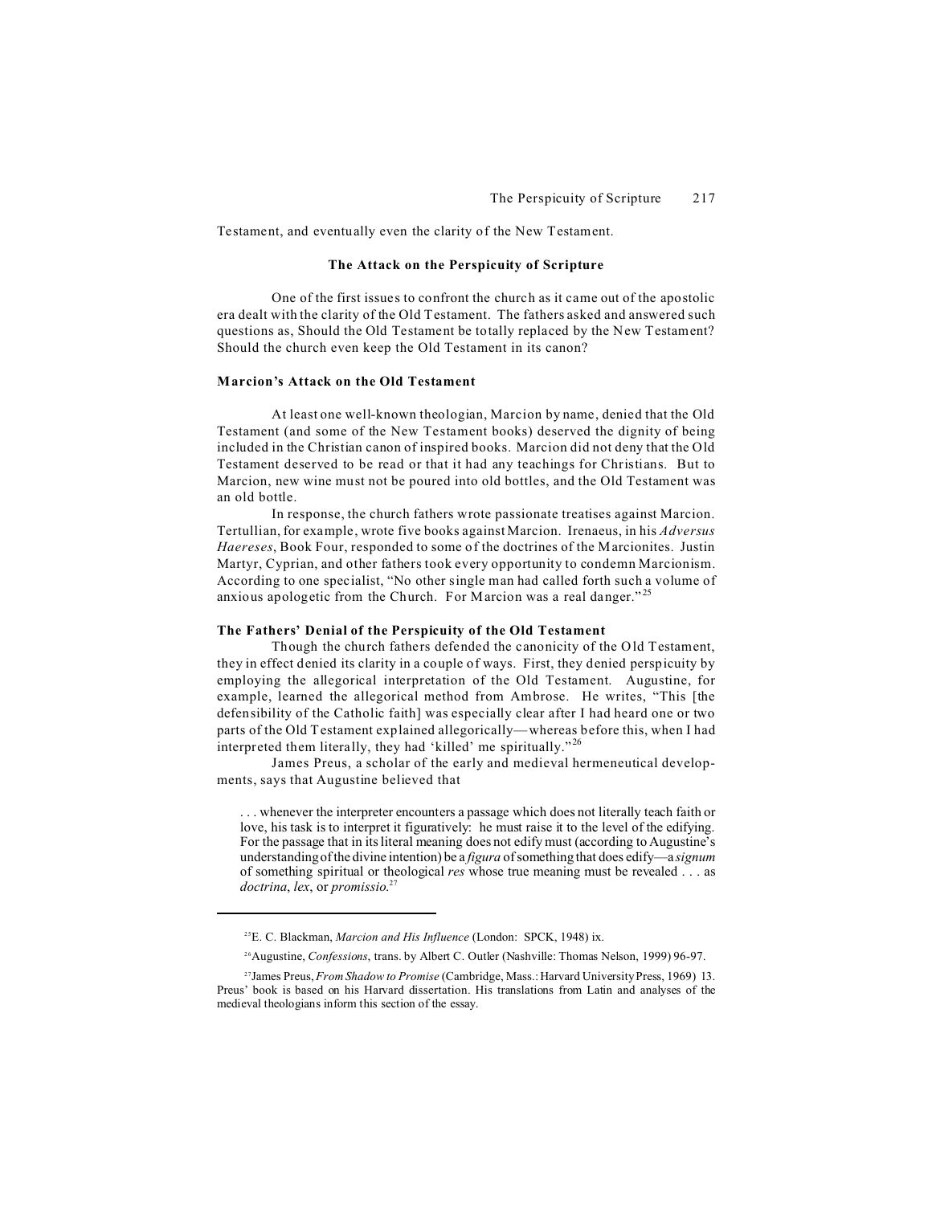Testament, and eventually even the clarity of the New Testament.

## The Attack on the Perspicuity of Scripture

One of the first issues to confront the church as it came out of the apostolic era dealt with the clarity of the Old Testament. The fathers asked and answered such questions as, Should the Old Testament be totally replaced by the New Testament? Should the church even keep the Old Testament in its canon?

### Marcion's Attack on the Old Testament

At least one well-known theologian, Marcion by name, denied that the Old Testament (and some of the New Testament books) deserved the dignity of being included in the Christian canon of inspired books. Marcion did not deny that the Old Testament deserved to be read or that it had any teachings for Christians. But to Marcion, new wine must not be poured into old bottles, and the Old Testament was an old bottle.

In response, the church fathers wrote passionate treatises against Marcion. Tertullian, for example, wrote five books against Marcion. Irenaeus, in his *Adversus Haereses*, Book Four, responded to some of the doctrines of the Marcionites. Justin Martyr, Cyprian, and other fathers took every opportunity to condemn Marcionism. According to one specialist, "No other single man had called forth such a volume of anxious apologetic from the Church. For Marcion was a real danger."[25]

### The Fathers' Denial of the Perspicuity of the Old Testament

Though the church fathers defended the canonicity of the Old Testament, they in effect denied its clarity in a couple of ways. First, they denied perspicuity by employing the allegorical interpretation of the Old Testament. Augustine, for example, learned the allegorical method from Ambrose. He writes, "This [the defensibility of the Catholic faith] was especially clear after I had heard one or two parts of the Old Testament explained allegorically—whereas before this, when I had interpreted them literally, they had 'killed' me spiritually."[26]

James Preus, a scholar of the early and medieval hermeneutical developments, says that Augustine believed that

> . . . whenever the interpreter encounters a passage which does not literally teach faith or love, his task is to interpret it figuratively: he must raise it to the level of the edifying. For the passage that in its literal meaning does not edify must (according to Augustine's understanding of the divine intention) be a *figura* of something that does edify—a *signum* of something spiritual or theological *res* whose true meaning must be revealed . . . as *doctrina*, *lex*, or *promissio*.[27]

---

[25] E. C. Blackman, *Marcion and His Influence* (London: SPCK, 1948) ix.

[26] Augustine, *Confessions*, trans. by Albert C. Outler (Nashville: Thomas Nelson, 1999) 96-97.

[27] James Preus, *From Shadow to Promise* (Cambridge, Mass.: Harvard University Press, 1969) 13. Preus' book is based on his Harvard dissertation. His translations from Latin and analyses of the medieval theologians inform this section of the essay.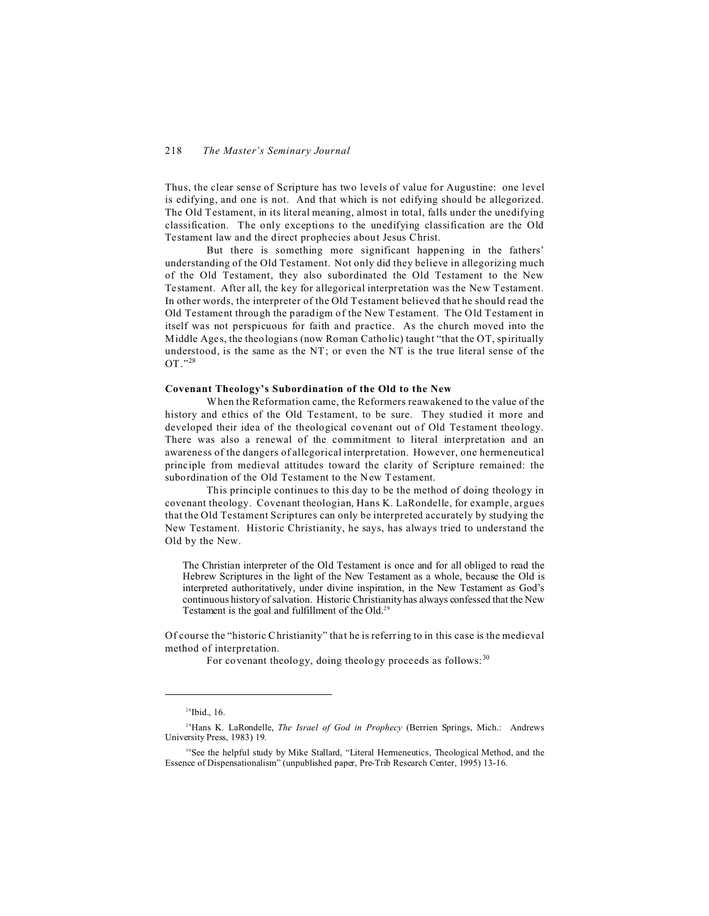Thus, the clear sense of Scripture has two levels of value for Augustine: one level is edifying, and one is not. And that which is not edifying should be allegorized. The Old Testament, in its literal meaning, almost in total, falls under the unedifying classification. The only exceptions to the unedifying classification are the Old Testament law and the direct prophecies about Jesus Christ.

But there is something more significant happening in the fathers' understanding of the Old Testament. Not only did they believe in allegorizing much of the Old Testament, they also subordinated the Old Testament to the New Testament. After all, the key for allegorical interpretation was the New Testament. In other words, the interpreter of the Old Testament believed that he should read the Old Testament through the paradigm of the New Testament. The Old Testament in itself was not perspicuous for faith and practice. As the church moved into the Middle Ages, the theologians (now Roman Catholic) taught "that the OT, spiritually understood, is the same as the NT; or even the NT is the true literal sense of the OT."[28]

**Covenant Theology's Subordination of the Old to the New**

When the Reformation came, the Reformers reawakened to the value of the history and ethics of the Old Testament, to be sure. They studied it more and developed their idea of the theological covenant out of Old Testament theology. There was also a renewal of the commitment to literal interpretation and an awareness of the dangers of allegorical interpretation. However, one hermeneutical principle from medieval attitudes toward the clarity of Scripture remained: the subordination of the Old Testament to the New Testament.

This principle continues to this day to be the method of doing theology in covenant theology. Covenant theologian, Hans K. LaRondelle, for example, argues that the Old Testament Scriptures can only be interpreted accurately by studying the New Testament. Historic Christianity, he says, has always tried to understand the Old by the New.

> The Christian interpreter of the Old Testament is once and for all obliged to read the Hebrew Scriptures in the light of the New Testament as a whole, because the Old is interpreted authoritatively, under divine inspiration, in the New Testament as God's continuous history of salvation. Historic Christianity has always confessed that the New Testament is the goal and fulfillment of the Old.[29]

Of course the "historic Christianity" that he is referring to in this case is the medieval method of interpretation.

For covenant theology, doing theology proceeds as follows:[30]

---

[28]Ibid., 16.

[29]Hans K. LaRondelle, *The Israel of God in Prophecy* (Berrien Springs, Mich.: Andrews University Press, 1983) 19.

[30]See the helpful study by Mike Stallard, "Literal Hermeneutics, Theological Method, and the Essence of Dispensationalism" (unpublished paper, Pre-Trib Research Center, 1995) 13-16.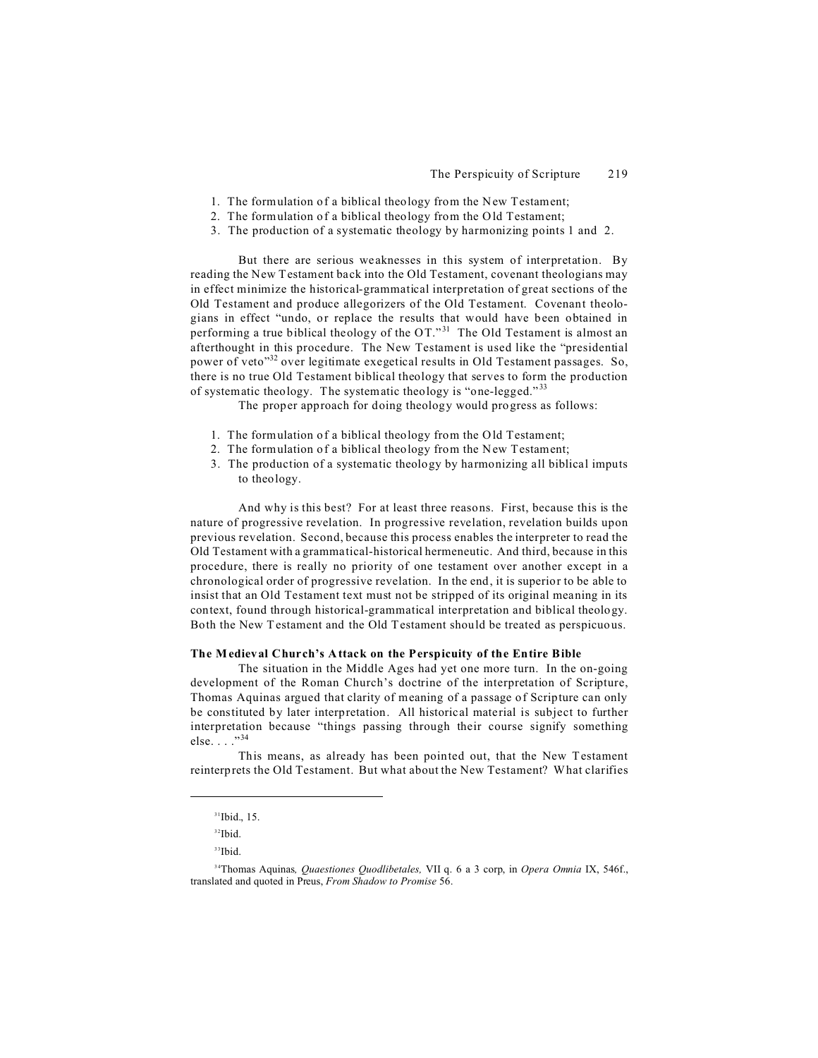1. The formulation of a biblical theology from the New Testament;
2. The formulation of a biblical theology from the Old Testament;
3. The production of a systematic theology by harmonizing points 1 and 2.

But there are serious weaknesses in this system of interpretation. By reading the New Testament back into the Old Testament, covenant theologians may in effect minimize the historical-grammatical interpretation of great sections of the Old Testament and produce allegorizers of the Old Testament. Covenant theologians in effect "undo, or replace the results that would have been obtained in performing a true biblical theology of the OT."[31] The Old Testament is almost an afterthought in this procedure. The New Testament is used like the "presidential power of veto"[32] over legitimate exegetical results in Old Testament passages. So, there is no true Old Testament biblical theology that serves to form the production of systematic theology. The systematic theology is "one-legged."[33]

The proper approach for doing theology would progress as follows:

1. The formulation of a biblical theology from the Old Testament;
2. The formulation of a biblical theology from the New Testament;
3. The production of a systematic theology by harmonizing all biblical imputs to theology.

And why is this best? For at least three reasons. First, because this is the nature of progressive revelation. In progressive revelation, revelation builds upon previous revelation. Second, because this process enables the interpreter to read the Old Testament with a grammatical-historical hermeneutic. And third, because in this procedure, there is really no priority of one testament over another except in a chronological order of progressive revelation. In the end, it is superior to be able to insist that an Old Testament text must not be stripped of its original meaning in its context, found through historical-grammatical interpretation and biblical theology. Both the New Testament and the Old Testament should be treated as perspicuous.

**The Medieval Church's Attack on the Perspicuity of the Entire Bible**

The situation in the Middle Ages had yet one more turn. In the on-going development of the Roman Church's doctrine of the interpretation of Scripture, Thomas Aquinas argued that clarity of meaning of a passage of Scripture can only be constituted by later interpretation. All historical material is subject to further interpretation because "things passing through their course signify something else. . . ."[34]

This means, as already has been pointed out, that the New Testament reinterprets the Old Testament. But what about the New Testament? What clarifies

---

[31] Ibid., 15.

[32] Ibid.

[33] Ibid.

[34] Thomas Aquinas, *Quaestiones Quodlibetales,* VII q. 6 a 3 corp, in *Opera Omnia* IX, 546f., translated and quoted in Preus, *From Shadow to Promise* 56.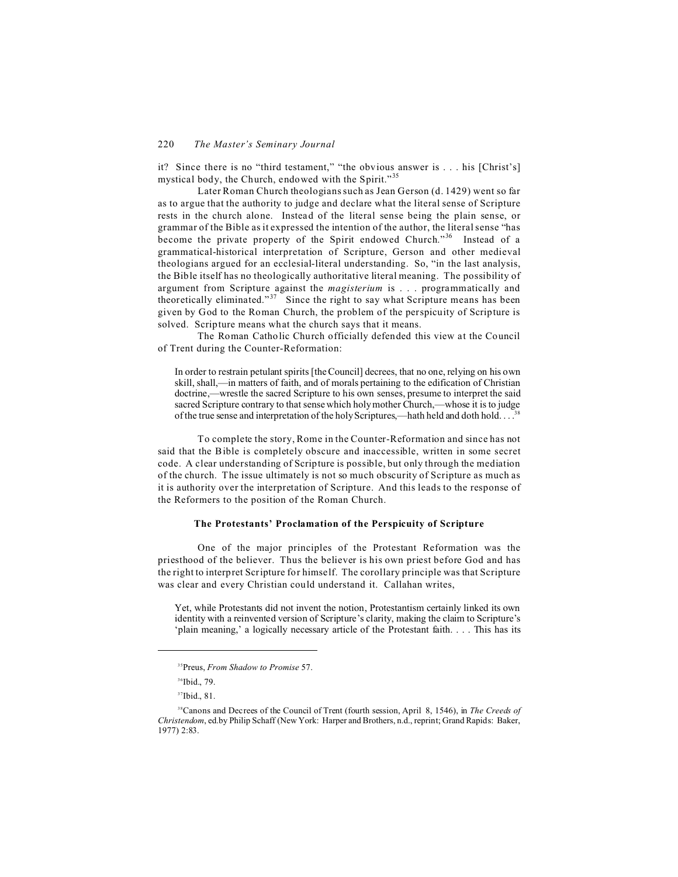it? Since there is no "third testament," "the obvious answer is . . . his [Christ's] mystical body, the Church, endowed with the Spirit."[35]

Later Roman Church theologians such as Jean Gerson (d. 1429) went so far as to argue that the authority to judge and declare what the literal sense of Scripture rests in the church alone. Instead of the literal sense being the plain sense, or grammar of the Bible as it expressed the intention of the author, the literal sense "has become the private property of the Spirit endowed Church."[36] Instead of a grammatical-historical interpretation of Scripture, Gerson and other medieval theologians argued for an ecclesial-literal understanding. So, "in the last analysis, the Bible itself has no theologically authoritative literal meaning. The possibility of argument from Scripture against the *magisterium* is . . . programmatically and theoretically eliminated."[37] Since the right to say what Scripture means has been given by God to the Roman Church, the problem of the perspicuity of Scripture is solved. Scripture means what the church says that it means.

The Roman Catholic Church officially defended this view at the Council of Trent during the Counter-Reformation:

> In order to restrain petulant spirits [the Council] decrees, that no one, relying on his own skill, shall,—in matters of faith, and of morals pertaining to the edification of Christian doctrine,—wrestle the sacred Scripture to his own senses, presume to interpret the said sacred Scripture contrary to that sense which holy mother Church,—whose it is to judge of the true sense and interpretation of the holy Scriptures,—hath held and doth hold. . . .[38]

To complete the story, Rome in the Counter-Reformation and since has not said that the Bible is completely obscure and inaccessible, written in some secret code. A clear understanding of Scripture is possible, but only through the mediation of the church. The issue ultimately is not so much obscurity of Scripture as much as it is authority over the interpretation of Scripture. And this leads to the response of the Reformers to the position of the Roman Church.

### The Protestants' Proclamation of the Perspicuity of Scripture

One of the major principles of the Protestant Reformation was the priesthood of the believer. Thus the believer is his own priest before God and has the right to interpret Scripture for himself. The corollary principle was that Scripture was clear and every Christian could understand it. Callahan writes,

> Yet, while Protestants did not invent the notion, Protestantism certainly linked its own identity with a reinvented version of Scripture's clarity, making the claim to Scripture's 'plain meaning,' a logically necessary article of the Protestant faith. . . . This has its

---

[35] Preus, *From Shadow to Promise* 57.

[36] Ibid., 79.

[37] Ibid., 81.

[38] Canons and Decrees of the Council of Trent (fourth session, April 8, 1546), in *The Creeds of Christendom*, ed.by Philip Schaff (New York: Harper and Brothers, n.d., reprint; Grand Rapids: Baker, 1977) 2:83.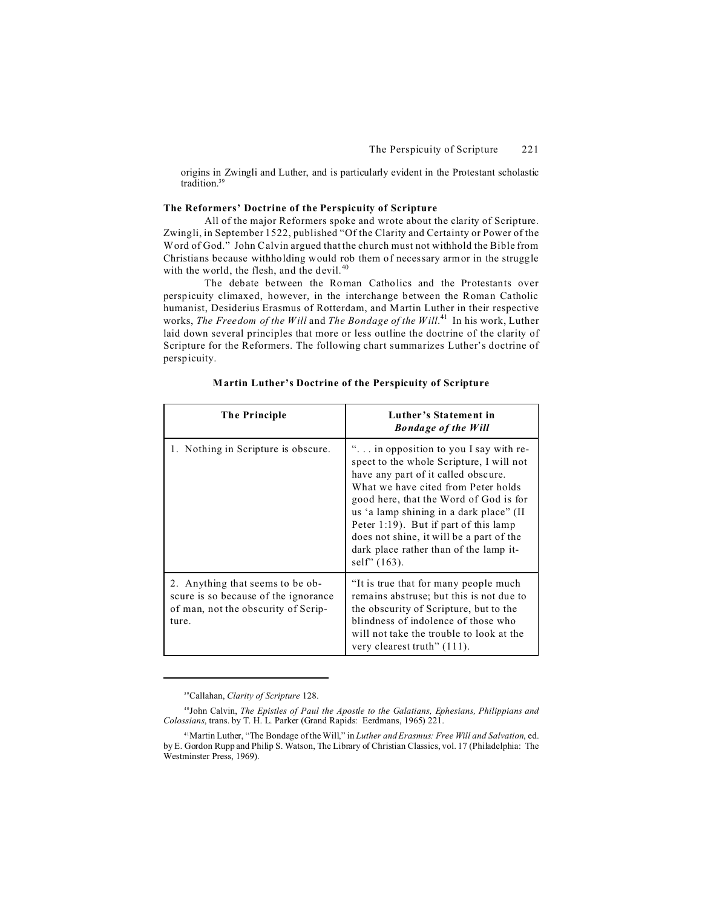origins in Zwingli and Luther, and is particularly evident in the Protestant scholastic tradition.[39]

### The Reformers' Doctrine of the Perspicuity of Scripture

All of the major Reformers spoke and wrote about the clarity of Scripture. Zwingli, in September 1522, published "Of the Clarity and Certainty or Power of the Word of God." John Calvin argued that the church must not withhold the Bible from Christians because withholding would rob them of necessary armor in the struggle with the world, the flesh, and the devil.[40]

The debate between the Roman Catholics and the Protestants over perspicuity climaxed, however, in the interchange between the Roman Catholic humanist, Desiderius Erasmus of Rotterdam, and Martin Luther in their respective works, *The Freedom of the Will* and *The Bondage of the Will*.[41] In his work, Luther laid down several principles that more or less outline the doctrine of the clarity of Scripture for the Reformers. The following chart summarizes Luther's doctrine of perspicuity.

**Martin Luther's Doctrine of the Perspicuity of Scripture**

| The Principle | Luther's Statement in *Bondage of the Will* |
|---|---|
| 1. Nothing in Scripture is obscure. | ". . . in opposition to you I say with respect to the whole Scripture, I will not have any part of it called obscure. What we have cited from Peter holds good here, that the Word of God is for us 'a lamp shining in a dark place" (II Peter 1:19). But if part of this lamp does not shine, it will be a part of the dark place rather than of the lamp itself" (163). |
| 2. Anything that seems to be obscure is so because of the ignorance of man, not the obscurity of Scripture. | "It is true that for many people much remains abstruse; but this is not due to the obscurity of Scripture, but to the blindness of indolence of those who will not take the trouble to look at the very clearest truth" (111). |

---

[39] Callahan, *Clarity of Scripture* 128.

[40] John Calvin, *The Epistles of Paul the Apostle to the Galatians, Ephesians, Philippians and Colossians*, trans. by T. H. L. Parker (Grand Rapids: Eerdmans, 1965) 221.

[41] Martin Luther, "The Bondage of the Will," in *Luther and Erasmus: Free Will and Salvation*, ed. by E. Gordon Rupp and Philip S. Watson, The Library of Christian Classics, vol. 17 (Philadelphia: The Westminster Press, 1969).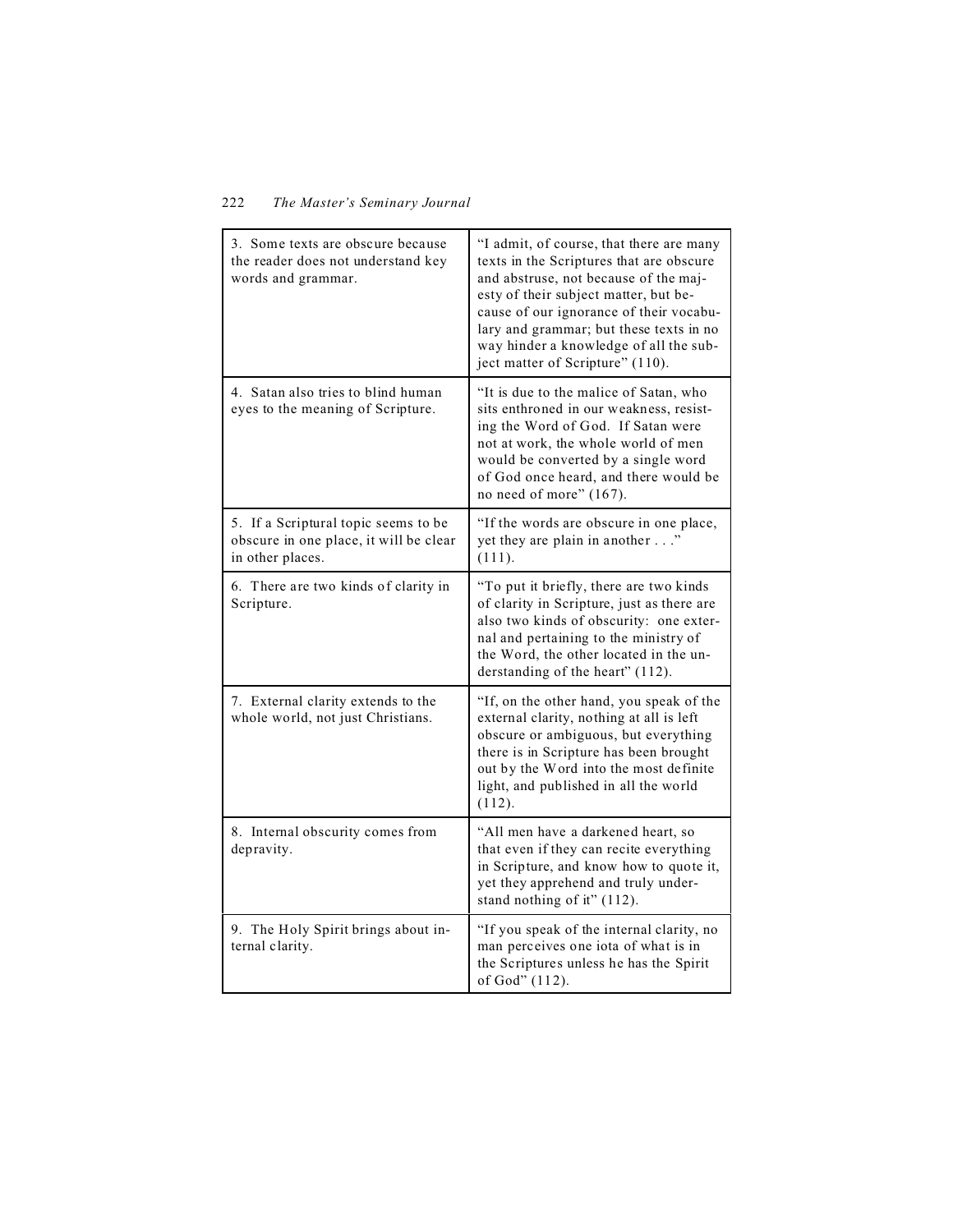| | |
|---|---|
| 3. Some texts are obscure because the reader does not understand key words and grammar. | "I admit, of course, that there are many texts in the Scriptures that are obscure and abstruse, not because of the majesty of their subject matter, but because of our ignorance of their vocabulary and grammar; but these texts in no way hinder a knowledge of all the subject matter of Scripture" (110). |
| 4. Satan also tries to blind human eyes to the meaning of Scripture. | "It is due to the malice of Satan, who sits enthroned in our weakness, resisting the Word of God. If Satan were not at work, the whole world of men would be converted by a single word of God once heard, and there would be no need of more" (167). |
| 5. If a Scriptural topic seems to be obscure in one place, it will be clear in other places. | "If the words are obscure in one place, yet they are plain in another . . ." (111). |
| 6. There are two kinds of clarity in Scripture. | "To put it briefly, there are two kinds of clarity in Scripture, just as there are also two kinds of obscurity: one external and pertaining to the ministry of the Word, the other located in the understanding of the heart" (112). |
| 7. External clarity extends to the whole world, not just Christians. | "If, on the other hand, you speak of the external clarity, nothing at all is left obscure or ambiguous, but everything there is in Scripture has been brought out by the Word into the most definite light, and published in all the world (112). |
| 8. Internal obscurity comes from depravity. | "All men have a darkened heart, so that even if they can recite everything in Scripture, and know how to quote it, yet they apprehend and truly understand nothing of it" (112). |
| 9. The Holy Spirit brings about internal clarity. | "If you speak of the internal clarity, no man perceives one iota of what is in the Scriptures unless he has the Spirit of God" (112). |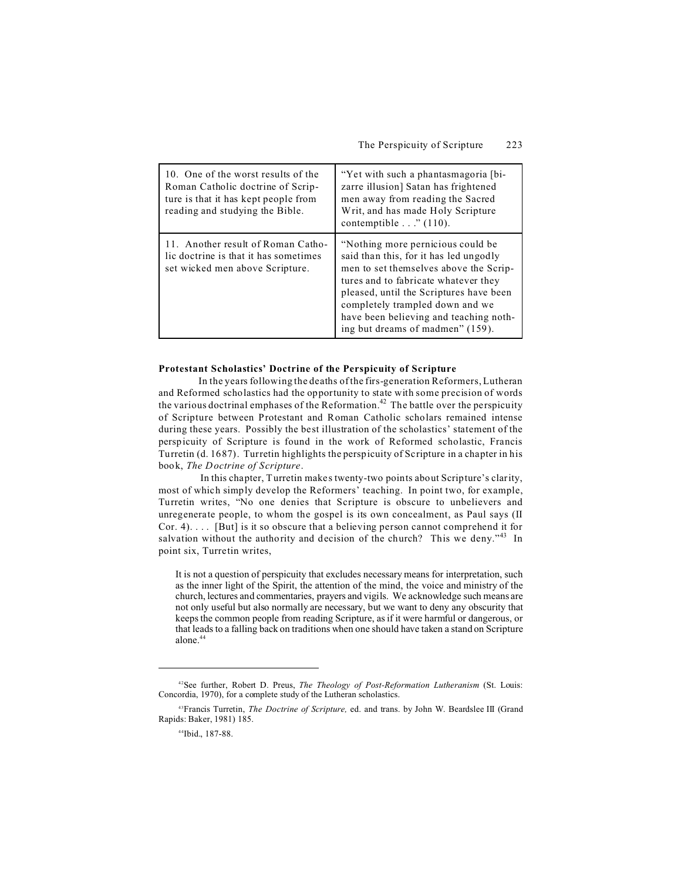| 10. One of the worst results of the Roman Catholic doctrine of Scripture is that it has kept people from reading and studying the Bible. | "Yet with such a phantasmagoria [bizarre illusion] Satan has frightened men away from reading the Sacred Writ, and has made Holy Scripture contemptible . . ." (110). |
|---|---|
| 11. Another result of Roman Catholic doctrine is that it has sometimes set wicked men above Scripture. | "Nothing more pernicious could be said than this, for it has led ungodly men to set themselves above the Scriptures and to fabricate whatever they pleased, until the Scriptures have been completely trampled down and we have been believing and teaching nothing but dreams of madmen" (159). |

**Protestant Scholastics' Doctrine of the Perspicuity of Scripture**

In the years following the deaths of the firs-generation Reformers, Lutheran and Reformed scholastics had the opportunity to state with some precision of words the various doctrinal emphases of the Reformation.[42] The battle over the perspicuity of Scripture between Protestant and Roman Catholic scholars remained intense during these years. Possibly the best illustration of the scholastics' statement of the perspicuity of Scripture is found in the work of Reformed scholastic, Francis Turretin (d. 1687). Turretin highlights the perspicuity of Scripture in a chapter in his book, *The Doctrine of Scripture*.

In this chapter, Turretin makes twenty-two points about Scripture's clarity, most of which simply develop the Reformers' teaching. In point two, for example, Turretin writes, "No one denies that Scripture is obscure to unbelievers and unregenerate people, to whom the gospel is its own concealment, as Paul says (II Cor. 4). . . . [But] is it so obscure that a believing person cannot comprehend it for salvation without the authority and decision of the church? This we deny."[43] In point six, Turretin writes,

> It is not a question of perspicuity that excludes necessary means for interpretation, such as the inner light of the Spirit, the attention of the mind, the voice and ministry of the church, lectures and commentaries, prayers and vigils. We acknowledge such means are not only useful but also normally are necessary, but we want to deny any obscurity that keeps the common people from reading Scripture, as if it were harmful or dangerous, or that leads to a falling back on traditions when one should have taken a stand on Scripture alone.[44]

---

[42]See further, Robert D. Preus, *The Theology of Post-Reformation Lutheranism* (St. Louis: Concordia, 1970), for a complete study of the Lutheran scholastics.

[43]Francis Turretin, *The Doctrine of Scripture,* ed. and trans. by John W. Beardslee III (Grand Rapids: Baker, 1981) 185.

[44]Ibid., 187-88.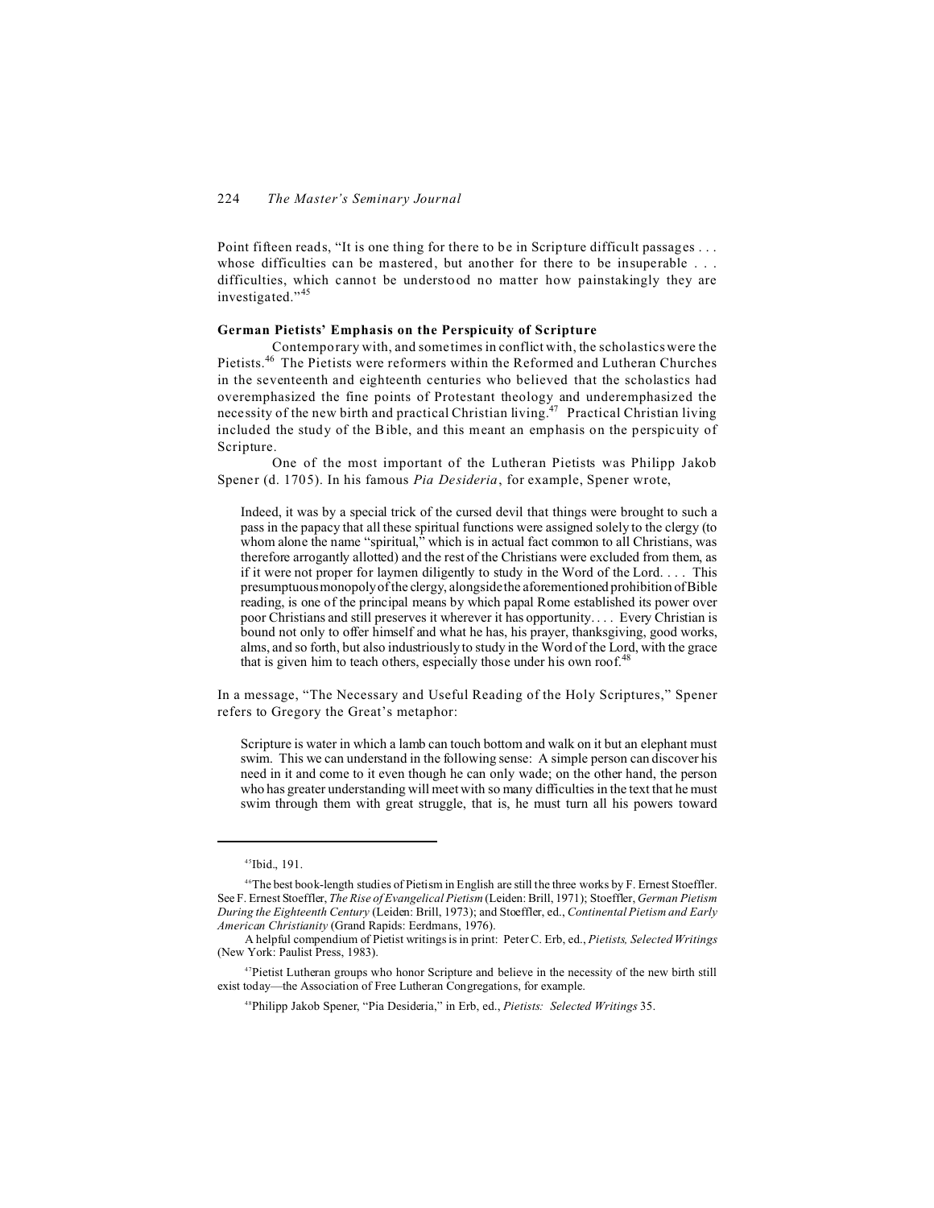Point fifteen reads, "It is one thing for there to be in Scripture difficult passages . . . whose difficulties can be mastered, but another for there to be insuperable . . . difficulties, which cannot be understood no matter how painstakingly they are investigated."[45]

### German Pietists' Emphasis on the Perspicuity of Scripture

Contemporary with, and sometimes in conflict with, the scholastics were the Pietists.[46] The Pietists were reformers within the Reformed and Lutheran Churches in the seventeenth and eighteenth centuries who believed that the scholastics had overemphasized the fine points of Protestant theology and underemphasized the necessity of the new birth and practical Christian living.[47] Practical Christian living included the study of the Bible, and this meant an emphasis on the perspicuity of Scripture.

One of the most important of the Lutheran Pietists was Philipp Jakob Spener (d. 1705). In his famous *Pia Desideria*, for example, Spener wrote,

> Indeed, it was by a special trick of the cursed devil that things were brought to such a pass in the papacy that all these spiritual functions were assigned solely to the clergy (to whom alone the name "spiritual," which is in actual fact common to all Christians, was therefore arrogantly allotted) and the rest of the Christians were excluded from them, as if it were not proper for laymen diligently to study in the Word of the Lord. . . . This presumptuous monopoly of the clergy, alongside the aforementioned prohibition of Bible reading, is one of the principal means by which papal Rome established its power over poor Christians and still preserves it wherever it has opportunity. . . . Every Christian is bound not only to offer himself and what he has, his prayer, thanksgiving, good works, alms, and so forth, but also industriously to study in the Word of the Lord, with the grace that is given him to teach others, especially those under his own roof.[48]

In a message, "The Necessary and Useful Reading of the Holy Scriptures," Spener refers to Gregory the Great's metaphor:

> Scripture is water in which a lamb can touch bottom and walk on it but an elephant must swim. This we can understand in the following sense: A simple person can discover his need in it and come to it even though he can only wade; on the other hand, the person who has greater understanding will meet with so many difficulties in the text that he must swim through them with great struggle, that is, he must turn all his powers toward

---

[45] Ibid., 191.

[46] The best book-length studies of Pietism in English are still the three works by F. Ernest Stoeffler. See F. Ernest Stoeffler, *The Rise of Evangelical Pietism* (Leiden: Brill, 1971); Stoeffler, *German Pietism During the Eighteenth Century* (Leiden: Brill, 1973); and Stoeffler, ed., *Continental Pietism and Early American Christianity* (Grand Rapids: Eerdmans, 1976).

A helpful compendium of Pietist writings is in print: Peter C. Erb, ed., *Pietists, Selected Writings* (New York: Paulist Press, 1983).

[47] Pietist Lutheran groups who honor Scripture and believe in the necessity of the new birth still exist today—the Association of Free Lutheran Congregations, for example.

[48] Philipp Jakob Spener, "Pia Desideria," in Erb, ed., *Pietists: Selected Writings* 35.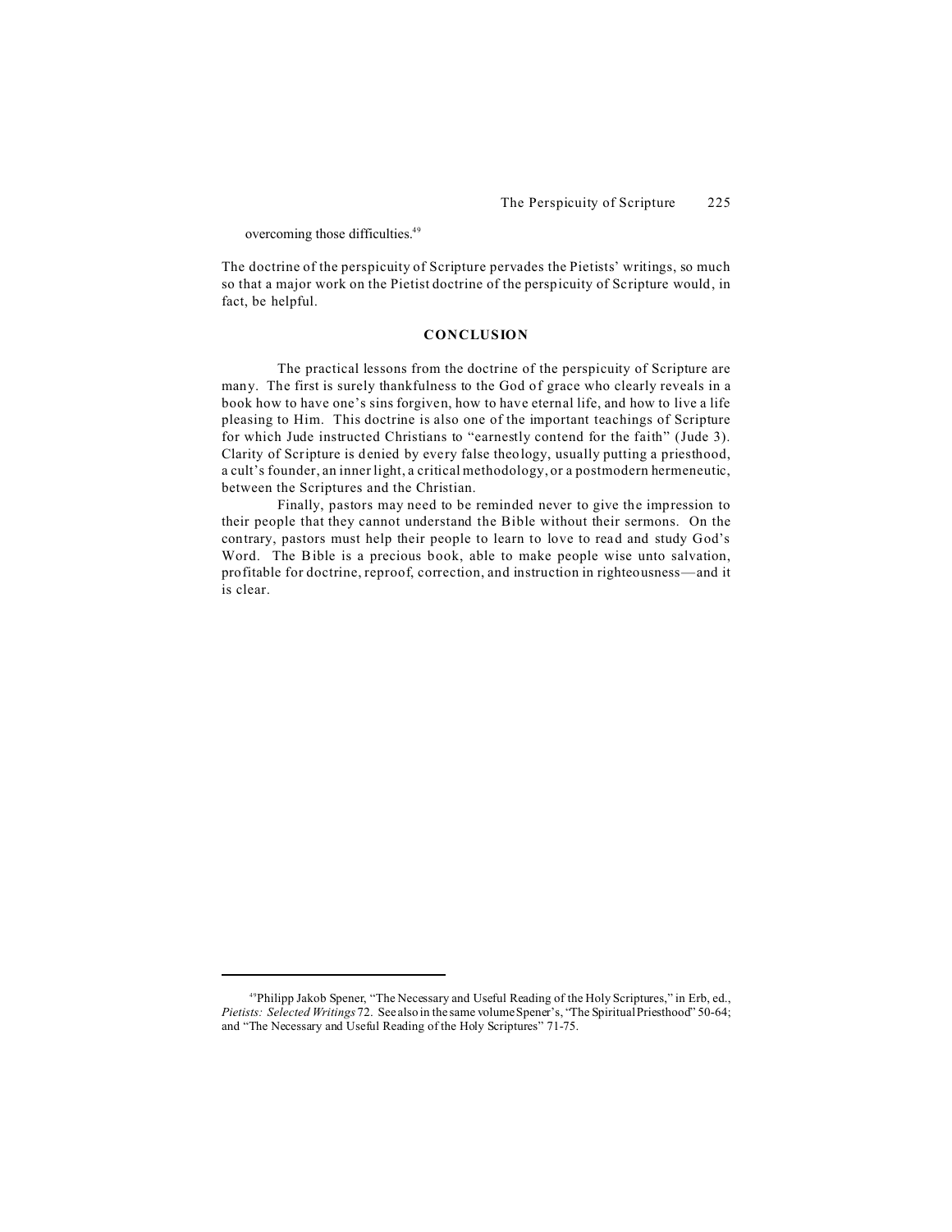overcoming those difficulties.[49]

The doctrine of the perspicuity of Scripture pervades the Pietists' writings, so much so that a major work on the Pietist doctrine of the perspicuity of Scripture would, in fact, be helpful.

## CONCLUSION

The practical lessons from the doctrine of the perspicuity of Scripture are many. The first is surely thankfulness to the God of grace who clearly reveals in a book how to have one's sins forgiven, how to have eternal life, and how to live a life pleasing to Him. This doctrine is also one of the important teachings of Scripture for which Jude instructed Christians to "earnestly contend for the faith" (Jude 3). Clarity of Scripture is denied by every false theology, usually putting a priesthood, a cult's founder, an inner light, a critical methodology, or a postmodern hermeneutic, between the Scriptures and the Christian.

Finally, pastors may need to be reminded never to give the impression to their people that they cannot understand the Bible without their sermons. On the contrary, pastors must help their people to learn to love to read and study God's Word. The Bible is a precious book, able to make people wise unto salvation, profitable for doctrine, reproof, correction, and instruction in righteousness—and it is clear.

---

[49]Philipp Jakob Spener, "The Necessary and Useful Reading of the Holy Scriptures," in Erb, ed., *Pietists: Selected Writings* 72. See also in the same volume Spener's, "The Spiritual Priesthood" 50-64; and "The Necessary and Useful Reading of the Holy Scriptures" 71-75.